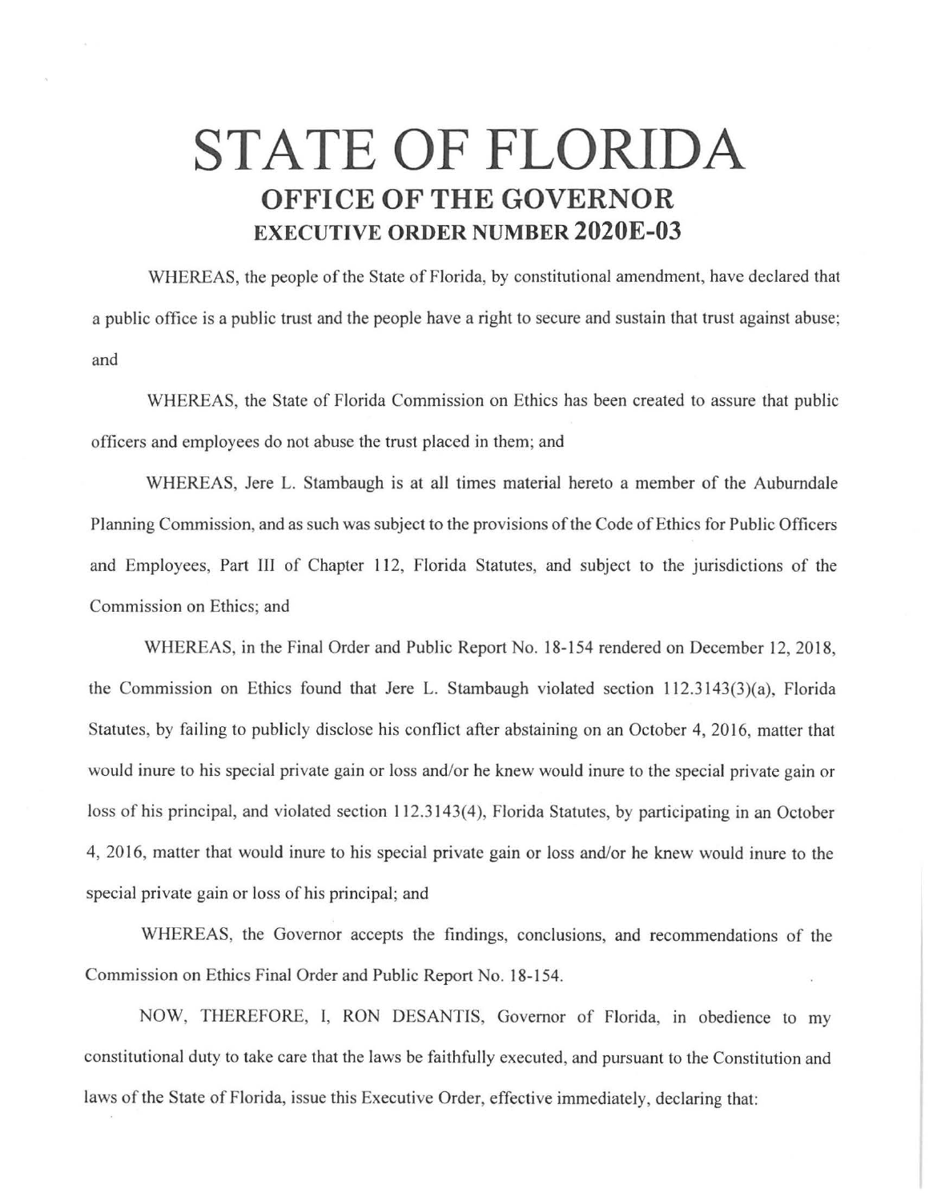# STATE OF FLORIDA

## OFFICE OF THE GOVERNOR

### EXECUTIVE ORDER NUMBER 2020E-03

WHEREAS, the people of the State of Florida, by constitutional amendment, have declared that a public office is a public trust and the people have a right to secure and sustain that trust against abuse; and

WHEREAS, the State of Florida Commission on Ethics has been created to assure that public officers and employees do not abuse the trust placed in them; and

WHEREAS, Jere L. Stambaugh is at all times material hereto a member of the Auburndale Planning Commission, and as such was subject to the provisions of the Code of Ethics for Public Officers and Employees, Part III of Chapter 112, Florida Statutes, and subject to the jurisdictions of the Commission on Ethics; and

WHEREAS, in the Final Order and Public Report No. 18-154 rendered on December 12, 2018, the Commission on Ethics found that Jere L. Stambaugh violated section 112.3143(3)(a), Florida Statutes, by failing to publicly disclose his conflict after abstaining on an October 4, 2016, matter that would inure to his special private gain or loss and/or he knew would inure to the special private gain or loss of his principal, and violated section 112.3143(4), Florida Statutes, by participating in an October 4, 2016, matter that would inure to his special private gain or loss and/or he knew would inure to the special private gain or loss of his principal; and

WHEREAS, the Governor accepts the findings, conclusions, and recommendations of the Commission on Ethics Final Order and Public Report No. 18-154.

NOW, THEREFORE, I, RON DESANTIS, Governor of Florida, in obedience to my constitutional duty to take care that the laws be faithfully executed, and pursuant to the Constitution and laws of the State of Florida, issue this Executive Order, effective immediately, declaring that: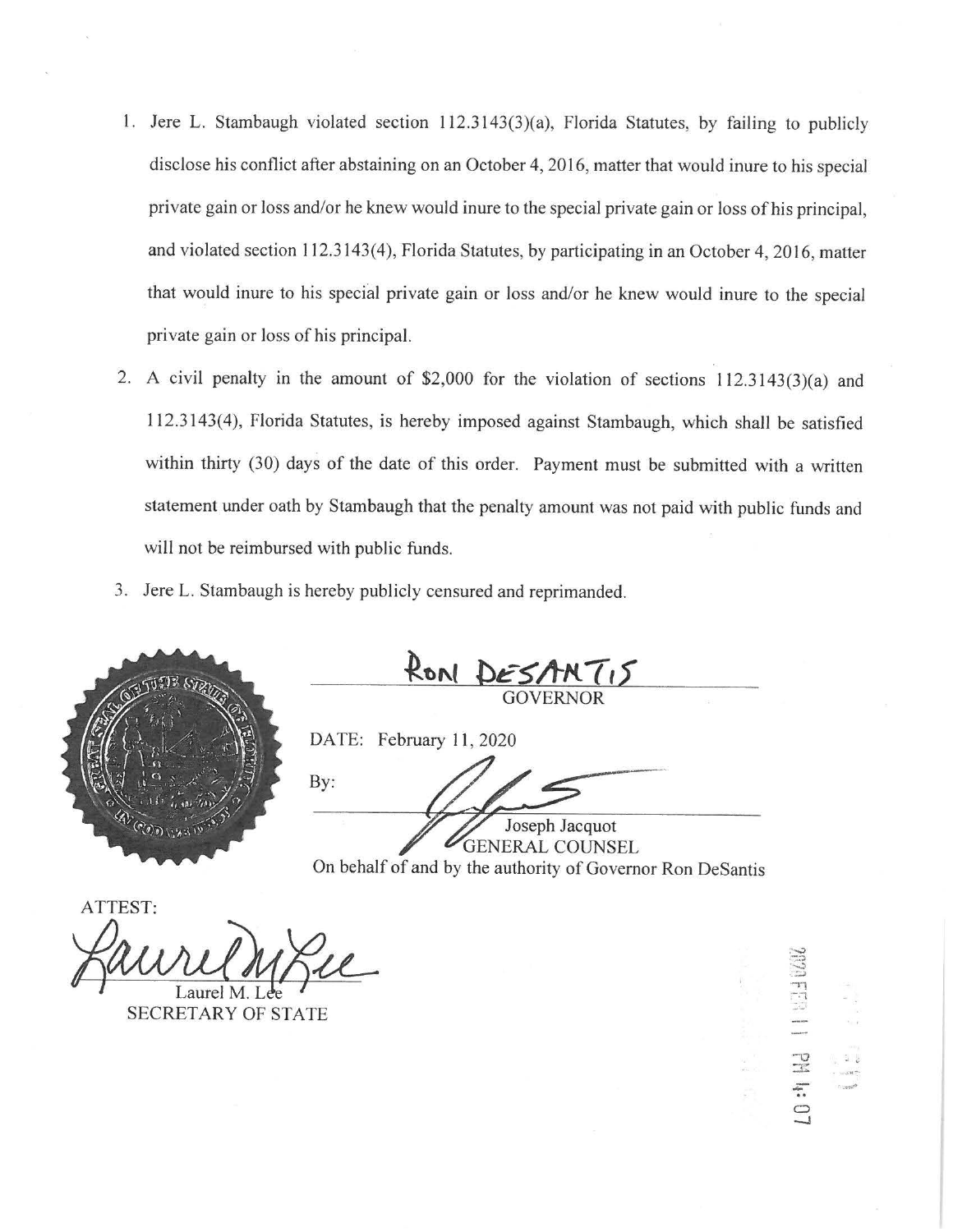1. Jere L. Stambaugh violated section 112.3143(3)(a), Florida Statutes, by failing to publicly disclose his conflict after abstaining on an October 4, 2016, matter that would inure to his special private gain or loss and/or he knew would inure to the special private gain or loss of his principal, and violated section 112.3143(4), Florida Statutes, by participating in an October 4, 2016, matter that would inure to his special private gain or loss and/or he knew would inure to the special private gain or loss of his principal.
2. A civil penalty in the amount of $2,000 for the violation of sections 112.3143(3)(a) and 112.3143(4), Florida Statutes, is hereby imposed against Stambaugh, which shall be satisfied within thirty (30) days of the date of this order. Payment must be submitted with a written statement under oath by Stambaugh that the penalty amount was not paid with public funds and will not be reimbursed with public funds.
3. Jere L. Stambaugh is hereby publicly censured and reprimanded.

RON DESANTIS
GOVERNOR

DATE: February 11, 2020

By:

Joseph Jacquot
GENERAL COUNSEL
On behalf of and by the authority of Governor Ron DeSantis

ATTEST:

Laurel M. Lee
SECRETARY OF STATE

2020 FEB 11 PM 4:07